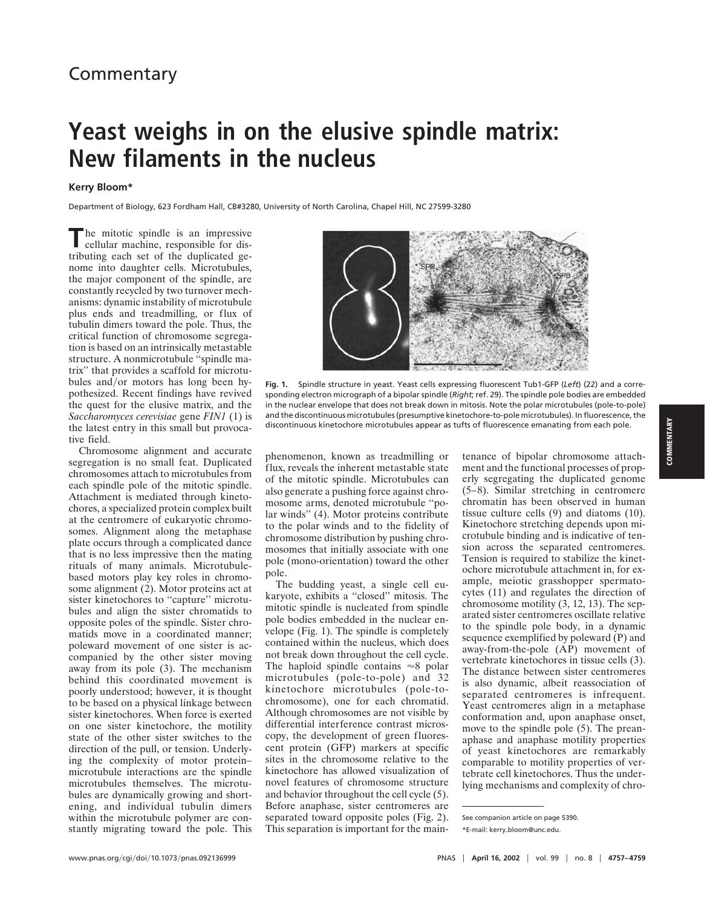Commentary

# Yeast weighs in on the elusive spindle matrix: New filaments in the nucleus

**Kerry Bloom***

Department of Biology, 623 Fordham Hall, CB#3280, University of North Carolina, Chapel Hill, NC 27599-3280

The mitotic spindle is an impressive cellular machine, responsible for distributing each set of the duplicated genome into daughter cells. Microtubules, the major component of the spindle, are constantly recycled by two turnover mechanisms: dynamic instability of microtubule plus ends and treadmilling, or flux of tubulin dimers toward the pole. Thus, the critical function of chromosome segregation is based on an intrinsically metastable structure. A nonmicrotubule "spindle matrix" that provides a scaffold for microtubules and/or motors has long been hypothesized. Recent findings have revived the quest for the elusive matrix, and the *Saccharomyces cerevisiae* gene *FIN1* (1) is the latest entry in this small but provocative field.

Chromosome alignment and accurate segregation is no small feat. Duplicated chromosomes attach to microtubules from each spindle pole of the mitotic spindle. Attachment is mediated through kinetochores, a specialized protein complex built at the centromere of eukaryotic chromosomes. Alignment along the metaphase plate occurs through a complicated dance that is no less impressive then the mating rituals of many animals. Microtubule-based motors play key roles in chromosome alignment (2). Motor proteins act at sister kinetochores to "capture" microtubules and align the sister chromatids to opposite poles of the spindle. Sister chromatids move in a coordinated manner; poleward movement of one sister is accompanied by the other sister moving away from its pole (3). The mechanism behind this coordinated movement is poorly understood; however, it is thought to be based on a physical linkage between sister kinetochores. When force is exerted on one sister kinetochore, the motility state of the other sister switches to the direction of the pull, or tension. Underlying the complexity of motor protein–microtubule interactions are the spindle microtubules themselves. The microtubules are dynamically growing and shortening, and individual tubulin dimers within the microtubule polymer are constantly migrating toward the pole. This phenomenon, known as treadmilling or flux, reveals the inherent metastable state of the mitotic spindle. Microtubules can also generate a pushing force against chromosome arms, denoted microtubule "polar winds" (4). Motor proteins contribute to the polar winds and to the fidelity of chromosome distribution by pushing chromosomes that initially associate with one pole (mono-orientation) toward the other pole.

Fig. 1. Spindle structure in yeast. Yeast cells expressing fluorescent Tub1-GFP (*Left*) (22) and a corresponding electron micrograph of a bipolar spindle (*Right*; ref. 29). The spindle pole bodies are embedded in the nuclear envelope that does not break down in mitosis. Note the polar microtubules (pole-to-pole) and the discontinuous microtubules (presumptive kinetochore-to-pole microtubules). In fluorescence, the discontinuous kinetochore microtubules appear as tufts of fluorescence emanating from each pole.

The budding yeast, a single cell eukaryote, exhibits a "closed" mitosis. The mitotic spindle is nucleated from spindle pole bodies embedded in the nuclear envelope (Fig. 1). The spindle is completely contained within the nucleus, which does not break down throughout the cell cycle. The haploid spindle contains ≈8 polar microtubules (pole-to-pole) and 32 kinetochore microtubules (pole-to-chromosome), one for each chromatid. Although chromosomes are not visible by differential interference contrast microscopy, the development of green fluorescent protein (GFP) markers at specific sites in the chromosome relative to the kinetochore has allowed visualization of novel features of chromosome structure and behavior throughout the cell cycle (5). Before anaphase, sister centromeres are separated toward opposite poles (Fig. 2). This separation is important for the maintenance of bipolar chromosome attachment and the functional processes of properly segregating the duplicated genome (5–8). Similar stretching in centromere chromatin has been observed in human tissue culture cells (9) and diatoms (10). Kinetochore stretching depends upon microtubule binding and is indicative of tension across the separated centromeres. Tension is required to stabilize the kinetochore microtubule attachment in, for example, meiotic grasshopper spermatocytes (11) and regulates the direction of chromosome motility (3, 12, 13). The separated sister centromeres oscillate relative to the spindle pole body, in a dynamic sequence exemplified by poleward (P) and away-from-the-pole (AP) movement of vertebrate kinetochores in tissue cells (3). The distance between sister centromeres is also dynamic, albeit reassociation of separated centromeres is infrequent. Yeast centromeres align in a metaphase conformation and, upon anaphase onset, move to the spindle pole (5). The preanaphase and anaphase motility properties of yeast kinetochores are remarkably comparable to motility properties of vertebrate cell kinetochores. Thus the underlying mechanisms and complexity of chro-

See companion article on page 5390.

*E-mail: kerry_bloom@unc.edu.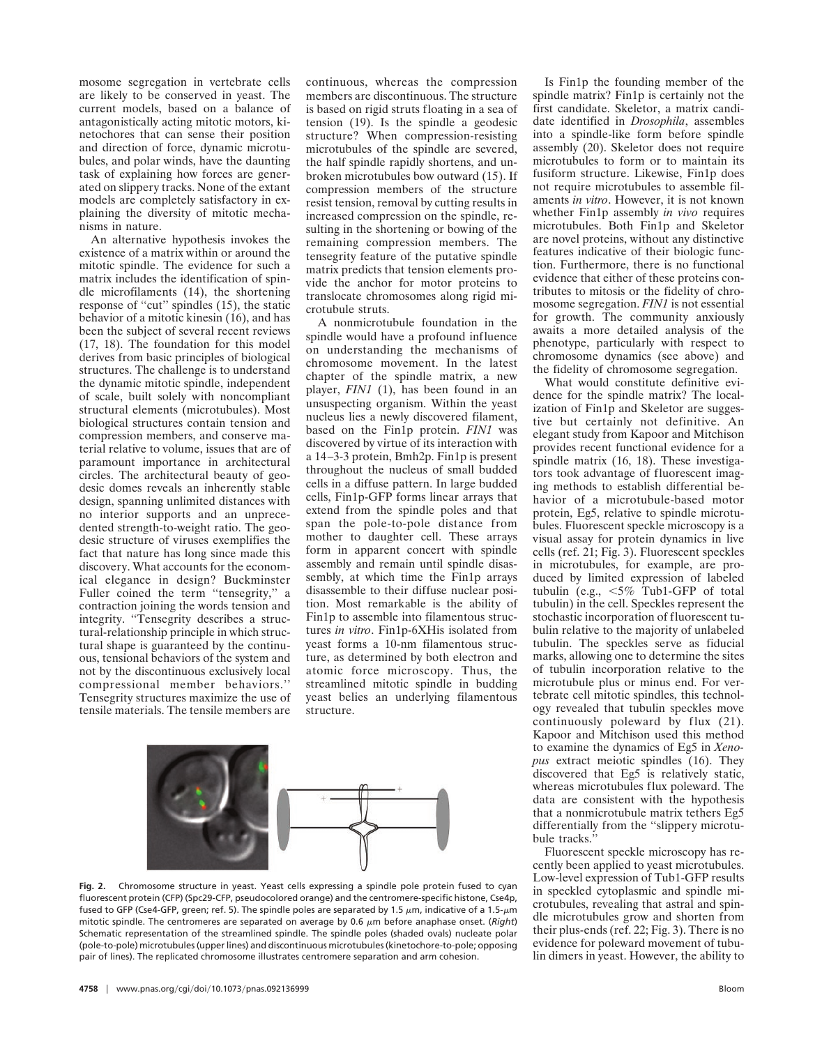mosome segregation in vertebrate cells are likely to be conserved in yeast. The current models, based on a balance of antagonistically acting mitotic motors, kinetochores that can sense their position and direction of force, dynamic microtubules, and polar winds, have the daunting task of explaining how forces are generated on slippery tracks. None of the extant models are completely satisfactory in explaining the diversity of mitotic mechanisms in nature.

An alternative hypothesis invokes the existence of a matrix within or around the mitotic spindle. The evidence for such a matrix includes the identification of spindle microfilaments (14), the shortening response of "cut" spindles (15), the static behavior of a mitotic kinesin (16), and has been the subject of several recent reviews (17, 18). The foundation for this model derives from basic principles of biological structures. The challenge is to understand the dynamic mitotic spindle, independent of scale, built solely with noncompliant structural elements (microtubules). Most biological structures contain tension and compression members, and conserve material relative to volume, issues that are of paramount importance in architectural circles. The architectural beauty of geodesic domes reveals an inherently stable design, spanning unlimited distances with no interior supports and an unprecedented strength-to-weight ratio. The geodesic structure of viruses exemplifies the fact that nature has long since made this discovery. What accounts for the economical elegance in design? Buckminster Fuller coined the term "tensegrity," a contraction joining the words tension and integrity. "Tensegrity describes a structural-relationship principle in which structural shape is guaranteed by the continuous, tensional behaviors of the system and not by the discontinuous exclusively local compressional member behaviors." Tensegrity structures maximize the use of tensile materials. The tensile members are continuous, whereas the compression members are discontinuous. The structure is based on rigid struts floating in a sea of tension (19). Is the spindle a geodesic structure? When compression-resisting microtubules of the spindle are severed, the half spindle rapidly shortens, and unbroken microtubules bow outward (15). If compression members of the structure resist tension, removal by cutting results in increased compression on the spindle, resulting in the shortening or bowing of the remaining compression members. The tensegrity feature of the putative spindle matrix predicts that tension elements provide the anchor for motor proteins to translocate chromosomes along rigid microtubule struts.

A nonmicrotubule foundation in the spindle would have a profound influence on understanding the mechanisms of chromosome movement. In the latest chapter of the spindle matrix, a new player, *FIN1* (1), has been found in an unsuspecting organism. Within the yeast nucleus lies a newly discovered filament, based on the Fin1p protein. *FIN1* was discovered by virtue of its interaction with a 14–3-3 protein, Bmh2p. Fin1p is present throughout the nucleus of small budded cells in a diffuse pattern. In large budded cells, Fin1p-GFP forms linear arrays that extend from the spindle poles and that span the pole-to-pole distance from mother to daughter cell. These arrays form in apparent concert with spindle assembly and remain until spindle disassembly, at which time the Fin1p arrays disassemble to their diffuse nuclear position. Most remarkable is the ability of Fin1p to assemble into filamentous structures *in vitro*. Fin1p-6XHis isolated from yeast forms a 10-nm filamentous structure, as determined by both electron and atomic force microscopy. Thus, the streamlined mitotic spindle in budding yeast belies an underlying filamentous structure.

**Fig. 2.** Chromosome structure in yeast. Yeast cells expressing a spindle pole protein fused to cyan fluorescent protein (CFP) (Spc29-CFP, pseudocolored orange) and the centromere-specific histone, Cse4p, fused to GFP (Cse4-GFP, green; ref. 5). The spindle poles are separated by 1.5 μm, indicative of a 1.5-μm mitotic spindle. The centromeres are separated on average by 0.6 μm before anaphase onset. (*Right*) Schematic representation of the streamlined spindle. The spindle poles (shaded ovals) nucleate polar (pole-to-pole) microtubules (upper lines) and discontinuous microtubules (kinetochore-to-pole; opposing pair of lines). The replicated chromosome illustrates centromere separation and arm cohesion.

Is Fin1p the founding member of the spindle matrix? Fin1p is certainly not the first candidate. Skeletor, a matrix candidate identified in *Drosophila*, assembles into a spindle-like form before spindle assembly (20). Skeletor does not require microtubules to form or to maintain its fusiform structure. Likewise, Fin1p does not require microtubules to assemble filaments *in vitro*. However, it is not known whether Fin1p assembly *in vivo* requires microtubules. Both Fin1p and Skeletor are novel proteins, without any distinctive features indicative of their biologic function. Furthermore, there is no functional evidence that either of these proteins contributes to mitosis or the fidelity of chromosome segregation. *FIN1* is not essential for growth. The community anxiously awaits a more detailed analysis of the phenotype, particularly with respect to chromosome dynamics (see above) and the fidelity of chromosome segregation.

What would constitute definitive evidence for the spindle matrix? The localization of Fin1p and Skeletor are suggestive but certainly not definitive. An elegant study from Kapoor and Mitchison provides recent functional evidence for a spindle matrix (16, 18). These investigators took advantage of fluorescent imaging methods to establish differential behavior of a microtubule-based motor protein, Eg5, relative to spindle microtubules. Fluorescent speckle microscopy is a visual assay for protein dynamics in live cells (ref. 21; Fig. 3). Fluorescent speckles in microtubules, for example, are produced by limited expression of labeled tubulin (e.g., <5% Tub1-GFP of total tubulin) in the cell. Speckles represent the stochastic incorporation of fluorescent tubulin relative to the majority of unlabeled tubulin. The speckles serve as fiducial marks, allowing one to determine the sites of tubulin incorporation relative to the microtubule plus or minus end. For vertebrate cell mitotic spindles, this technology revealed that tubulin speckles move continuously poleward by flux (21). Kapoor and Mitchison used this method to examine the dynamics of Eg5 in *Xenopus* extract meiotic spindles (16). They discovered that Eg5 is relatively static, whereas microtubules flux poleward. The data are consistent with the hypothesis that a nonmicrotubule matrix tethers Eg5 differentially from the "slippery microtubule tracks."

Fluorescent speckle microscopy has recently been applied to yeast microtubules. Low-level expression of Tub1-GFP results in speckled cytoplasmic and spindle microtubules, revealing that astral and spindle microtubules grow and shorten from their plus-ends (ref. 22; Fig. 3). There is no evidence for poleward movement of tubulin dimers in yeast. However, the ability to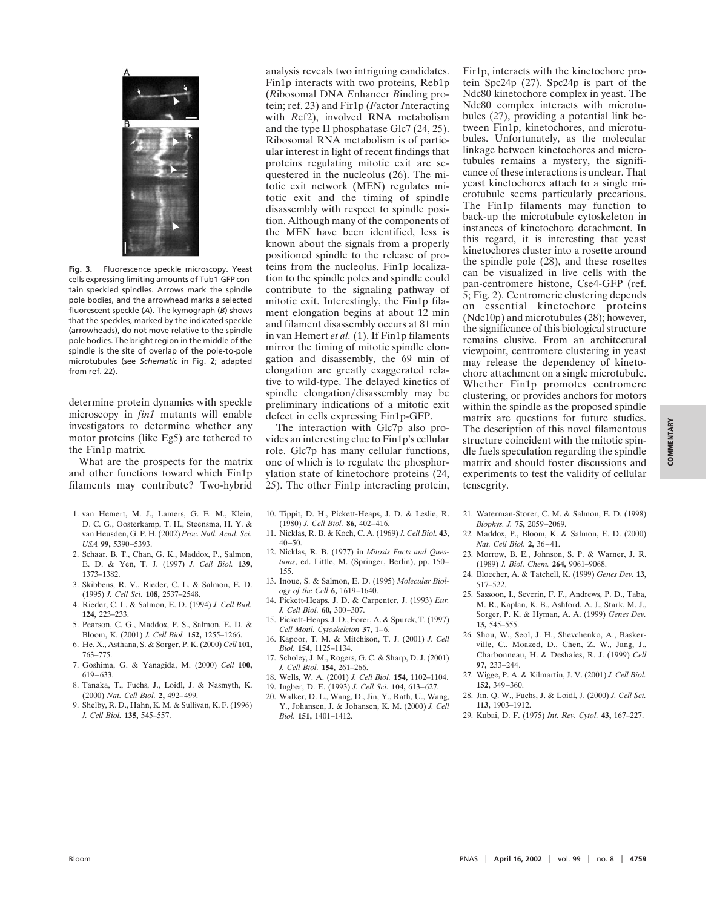A

B

**Fig. 3.** Fluorescence speckle microscopy. Yeast cells expressing limiting amounts of Tub1-GFP contain speckled spindles. Arrows mark the spindle pole bodies, and the arrowhead marks a selected fluorescent speckle (*A*). The kymograph (*B*) shows that the speckles, marked by the indicated speckle (arrowheads), do not move relative to the spindle pole bodies. The bright region in the middle of the spindle is the site of overlap of the pole-to-pole microtubules (see *Schematic* in Fig. 2; adapted from ref. 22).

determine protein dynamics with speckle microscopy in *fin1* mutants will enable investigators to determine whether any motor proteins (like Eg5) are tethered to the Fin1p matrix.

What are the prospects for the matrix and other functions toward which Fin1p filaments may contribute? Two-hybrid analysis reveals two intriguing candidates. Fin1p interacts with two proteins, Reb1p (*R*ibosomal DNA *E*nhancer *B*inding protein; ref. 23) and Fir1p (*F*actor *I*nteracting with *R*ef2), involved RNA metabolism and the type II phosphatase Glc7 (24, 25). Ribosomal RNA metabolism is of particular interest in light of recent findings that proteins regulating mitotic exit are sequestered in the nucleolus (26). The mitotic exit network (MEN) regulates mitotic exit and the timing of spindle disassembly with respect to spindle position. Although many of the components of the MEN have been identified, less is known about the signals from a properly positioned spindle to the release of proteins from the nucleolus. Fin1p localization to the spindle poles and spindle could contribute to the signaling pathway of mitotic exit. Interestingly, the Fin1p filament elongation begins at about 12 min and filament disassembly occurs at 81 min in van Hemert *et al.* (1). If Fin1p filaments mirror the timing of mitotic spindle elongation and disassembly, the 69 min of elongation are greatly exaggerated relative to wild-type. The delayed kinetics of spindle elongation/disassembly may be preliminary indications of a mitotic exit defect in cells expressing Fin1p-GFP.

The interaction with Glc7p also provides an interesting clue to Fin1p's cellular role. Glc7p has many cellular functions, one of which is to regulate the phosphorylation state of kinetochore proteins (24, 25). The other Fin1p interacting protein, Fir1p, interacts with the kinetochore protein Spc24p (27). Spc24p is part of the Ndc80 kinetochore complex in yeast. The Ndc80 complex interacts with microtubules (27), providing a potential link between Fin1p, kinetochores, and microtubules. Unfortunately, as the molecular linkage between kinetochores and microtubules remains a mystery, the significance of these interactions is unclear. That yeast kinetochores attach to a single microtubule seems particularly precarious. The Fin1p filaments may function to back-up the microtubule cytoskeleton in instances of kinetochore detachment. In this regard, it is interesting that yeast kinetochores cluster into a rosette around the spindle pole (28), and these rosettes can be visualized in live cells with the pan-centromere histone, Cse4-GFP (ref. 5; Fig. 2). Centromeric clustering depends on essential kinetochore proteins (Ndc10p) and microtubules (28); however, the significance of this biological structure remains elusive. From an architectural viewpoint, centromere clustering in yeast may release the dependency of kinetochore attachment on a single microtubule. Whether Fin1p promotes centromere clustering, or provides anchors for motors within the spindle as the proposed spindle matrix are questions for future studies. The description of this novel filamentous structure coincident with the mitotic spindle fuels speculation regarding the spindle matrix and should foster discussions and experiments to test the validity of cellular tensegrity.

1. van Hemert, M. J., Lamers, G. E. M., Klein, D. C. G., Oosterkamp, T. H., Steensma, H. Y. & van Heusden, G. P. H. (2002) *Proc. Natl. Acad. Sci. USA* **99,** 5390–5393.
2. Schaar, B. T., Chan, G. K., Maddox, P., Salmon, E. D. & Yen, T. J. (1997) *J. Cell Biol.* **139,** 1373–1382.
3. Skibbens, R. V., Rieder, C. L. & Salmon, E. D. (1995) *J. Cell Sci.* **108,** 2537–2548.
4. Rieder, C. L. & Salmon, E. D. (1994) *J. Cell Biol.* **124,** 223–233.
5. Pearson, C. G., Maddox, P. S., Salmon, E. D. & Bloom, K. (2001) *J. Cell Biol.* **152,** 1255–1266.
6. He, X., Asthana, S. & Sorger, P. K. (2000) *Cell* **101,** 763–775.
7. Goshima, G. & Yanagida, M. (2000) *Cell* **100,** 619–633.
8. Tanaka, T., Fuchs, J., Loidl, J. & Nasmyth, K. (2000) *Nat. Cell Biol.* **2,** 492–499.
9. Shelby, R. D., Hahn, K. M. & Sullivan, K. F. (1996) *J. Cell Biol.* **135,** 545–557.
10. Tippit, D. H., Pickett-Heaps, J. D. & Leslie, R. (1980) *J. Cell Biol.* **86,** 402–416.
11. Nicklas, R. B. & Koch, C. A. (1969) *J. Cell Biol.* **43,** 40–50.
12. Nicklas, R. B. (1977) in *Mitosis Facts and Questions*, ed. Little, M. (Springer, Berlin), pp. 150–155.
13. Inoue, S. & Salmon, E. D. (1995) *Molecular Biology of the Cell* **6,** 1619–1640.
14. Pickett-Heaps, J. D. & Carpenter, J. (1993) *Eur. J. Cell Biol.* **60,** 300–307.
15. Pickett-Heaps, J. D., Forer, A. & Spurck, T. (1997) *Cell Motil. Cytoskeleton* **37,** 1–6.
16. Kapoor, T. M. & Mitchison, T. J. (2001) *J. Cell Biol.* **154,** 1125–1134.
17. Scholey, J. M., Rogers, G. C. & Sharp, D. J. (2001) *J. Cell Biol.* **154,** 261–266.
18. Wells, W. A. (2001) *J. Cell Biol.* **154,** 1102–1104.
19. Ingber, D. E. (1993) *J. Cell Sci.* **104,** 613–627.
20. Walker, D. L., Wang, D., Jin, Y., Rath, U., Wang, Y., Johansen, J. & Johansen, K. M. (2000) *J. Cell Biol.* **151,** 1401–1412.
21. Waterman-Storer, C. M. & Salmon, E. D. (1998) *Biophys. J.* **75,** 2059–2069.
22. Maddox, P., Bloom, K. & Salmon, E. D. (2000) *Nat. Cell Biol.* **2,** 36–41.
23. Morrow, B. E., Johnson, S. P. & Warner, J. R. (1989) *J. Biol. Chem.* **264,** 9061–9068.
24. Bloecher, A. & Tatchell, K. (1999) *Genes Dev.* **13,** 517–522.
25. Sassoon, I., Severin, F. F., Andrews, P. D., Taba, M. R., Kaplan, K. B., Ashford, A. J., Stark, M. J., Sorger, P. K. & Hyman, A. A. (1999) *Genes Dev.* **13,** 545–555.
26. Shou, W., Seol, J. H., Shevchenko, A., Baskerville, C., Moazed, D., Chen, Z. W., Jang, J., Charbonneau, H. & Deshaies, R. J. (1999) *Cell* **97,** 233–244.
27. Wigge, P. A. & Kilmartin, J. V. (2001) *J. Cell Biol.* **152,** 349–360.
28. Jin, Q. W., Fuchs, J. & Loidl, J. (2000) *J. Cell Sci.* **113,** 1903–1912.
29. Kubai, D. F. (1975) *Int. Rev. Cytol.* **43,** 167–227.